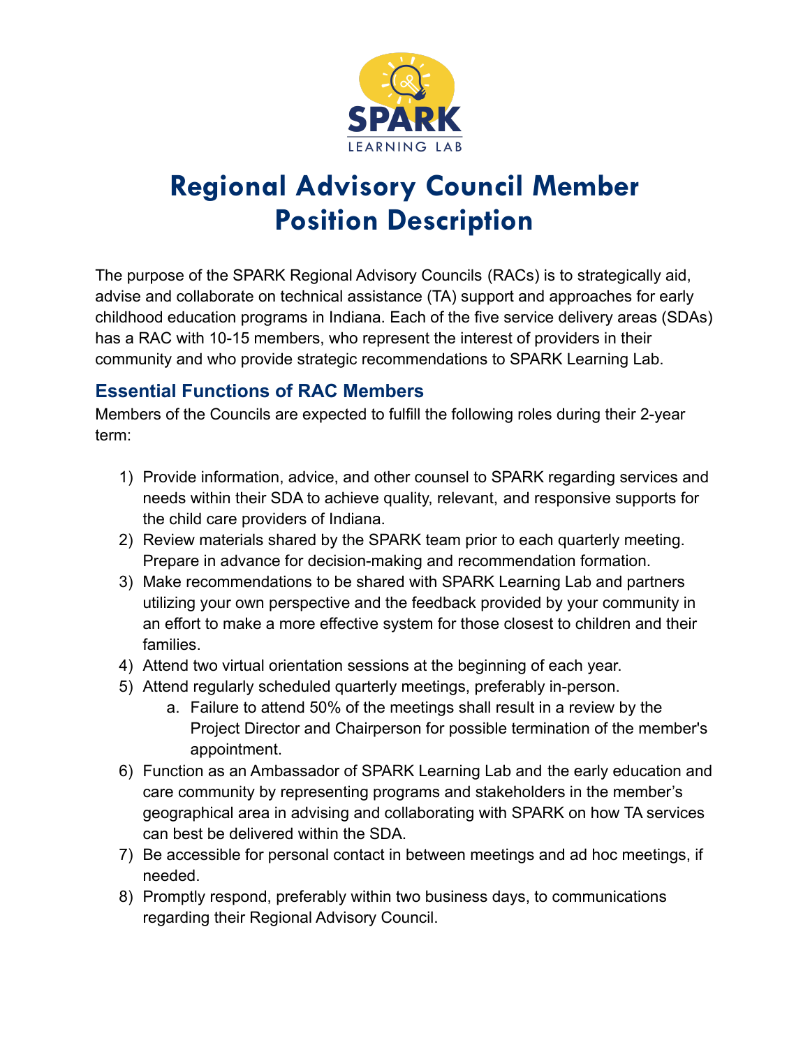# Regional Advisory Council Member Position Description

The purpose of the SPARK Regional Advisory Councils (RACs) is to strategically aid, advise and collaborate on technical assistance (TA) support and approaches for early childhood education programs in Indiana. Each of the five service delivery areas (SDAs) has a RAC with 10-15 members, who represent the interest of providers in their community and who provide strategic recommendations to SPARK Learning Lab.

## Essential Functions of RAC Members

Members of the Councils are expected to fulfill the following roles during their 2-year term:

1) Provide information, advice, and other counsel to SPARK regarding services and needs within their SDA to achieve quality, relevant, and responsive supports for the child care providers of Indiana.
2) Review materials shared by the SPARK team prior to each quarterly meeting. Prepare in advance for decision-making and recommendation formation.
3) Make recommendations to be shared with SPARK Learning Lab and partners utilizing your own perspective and the feedback provided by your community in an effort to make a more effective system for those closest to children and their families.
4) Attend two virtual orientation sessions at the beginning of each year.
5) Attend regularly scheduled quarterly meetings, preferably in-person.
    a. Failure to attend 50% of the meetings shall result in a review by the Project Director and Chairperson for possible termination of the member's appointment.
6) Function as an Ambassador of SPARK Learning Lab and the early education and care community by representing programs and stakeholders in the member's geographical area in advising and collaborating with SPARK on how TA services can best be delivered within the SDA.
7) Be accessible for personal contact in between meetings and ad hoc meetings, if needed.
8) Promptly respond, preferably within two business days, to communications regarding their Regional Advisory Council.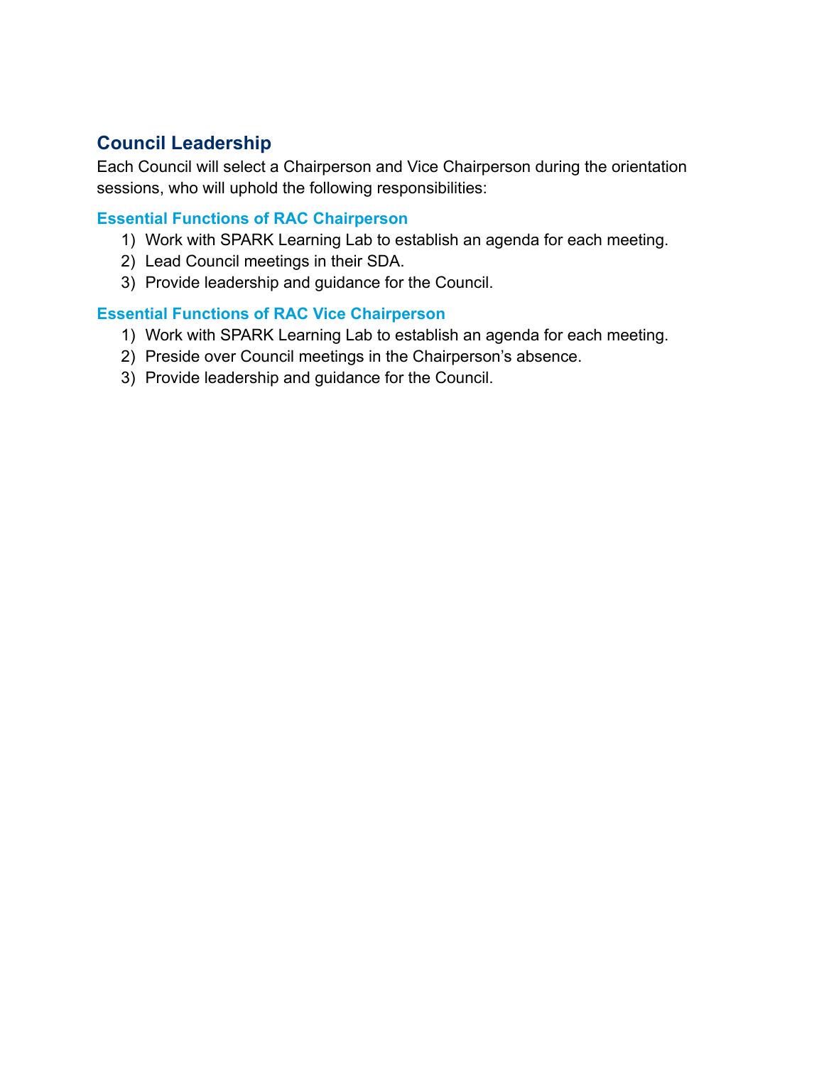## Council Leadership

Each Council will select a Chairperson and Vice Chairperson during the orientation sessions, who will uphold the following responsibilities:

### Essential Functions of RAC Chairperson

1) Work with SPARK Learning Lab to establish an agenda for each meeting.
2) Lead Council meetings in their SDA.
3) Provide leadership and guidance for the Council.

### Essential Functions of RAC Vice Chairperson

1) Work with SPARK Learning Lab to establish an agenda for each meeting.
2) Preside over Council meetings in the Chairperson's absence.
3) Provide leadership and guidance for the Council.